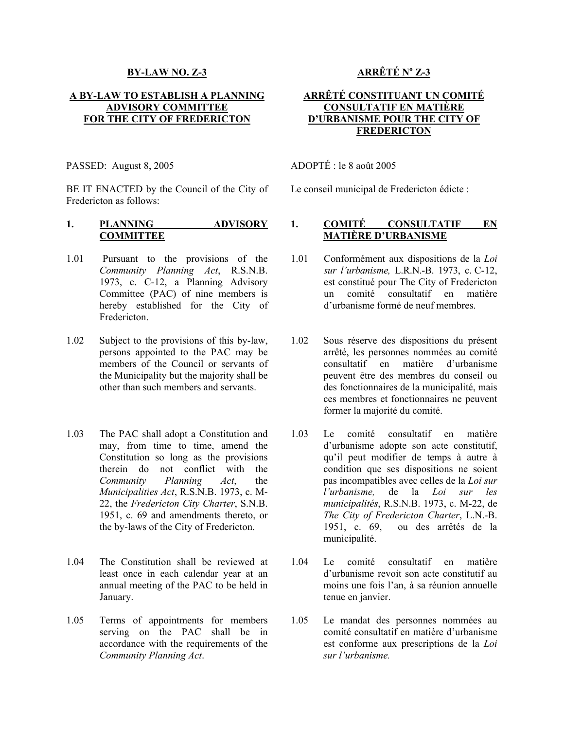**BY-LAW NO. Z-3**

**A BY-LAW TO ESTABLISH A PLANNING ADVISORY COMMITTEE FOR THE CITY OF FREDERICTON**

PASSED: August 8, 2005

BE IT ENACTED by the Council of the City of Fredericton as follows:

**1. PLANNING ADVISORY COMMITTEE**

1.01 Pursuant to the provisions of the *Community Planning Act*, R.S.N.B. 1973, c. C-12, a Planning Advisory Committee (PAC) of nine members is hereby established for the City of Fredericton.

1.02 Subject to the provisions of this by-law, persons appointed to the PAC may be members of the Council or servants of the Municipality but the majority shall be other than such members and servants.

1.03 The PAC shall adopt a Constitution and may, from time to time, amend the Constitution so long as the provisions therein do not conflict with the *Community Planning Act*, the *Municipalities Act*, R.S.N.B. 1973, c. M-22, the *Fredericton City Charter*, S.N.B. 1951, c. 69 and amendments thereto, or the by-laws of the City of Fredericton.

1.04 The Constitution shall be reviewed at least once in each calendar year at an annual meeting of the PAC to be held in January.

1.05 Terms of appointments for members serving on the PAC shall be in accordance with the requirements of the *Community Planning Act*.

**ARRÊTÉ Nº Z-3**

**ARRÊTÉ CONSTITUANT UN COMITÉ CONSULTATIF EN MATIÈRE D'URBANISME POUR THE CITY OF FREDERICTON**

ADOPTÉ : le 8 août 2005

Le conseil municipal de Fredericton édicte :

**1. COMITÉ CONSULTATIF EN MATIÈRE D'URBANISME**

1.01 Conformément aux dispositions de la *Loi sur l'urbanisme,* L.R.N.-B. 1973, c. C-12, est constitué pour The City of Fredericton un comité consultatif en matière d'urbanisme formé de neuf membres.

1.02 Sous réserve des dispositions du présent arrêté, les personnes nommées au comité consultatif en matière d'urbanisme peuvent être des membres du conseil ou des fonctionnaires de la municipalité, mais ces membres et fonctionnaires ne peuvent former la majorité du comité.

1.03 Le comité consultatif en matière d'urbanisme adopte son acte constitutif, qu'il peut modifier de temps à autre à condition que ses dispositions ne soient pas incompatibles avec celles de la *Loi sur l'urbanisme,* de la *Loi sur les municipalités*, R.S.N.B. 1973, c. M-22, de *The City of Fredericton Charter*, L.N.-B. 1951, c. 69, ou des arrêtés de la municipalité.

1.04 Le comité consultatif en matière d'urbanisme revoit son acte constitutif au moins une fois l'an, à sa réunion annuelle tenue en janvier.

1.05 Le mandat des personnes nommées au comité consultatif en matière d'urbanisme est conforme aux prescriptions de la *Loi sur l'urbanisme.*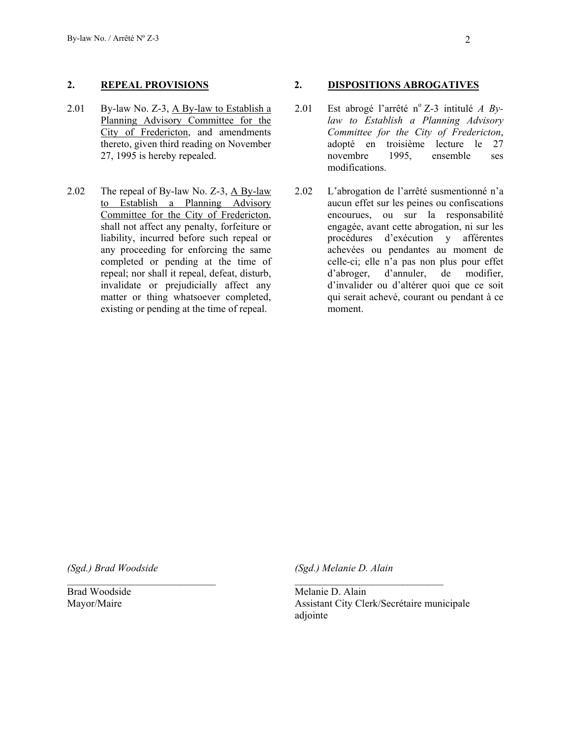## 2. REPEAL PROVISIONS

2.01 By-law No. Z-3, A By-law to Establish a Planning Advisory Committee for the City of Fredericton, and amendments thereto, given third reading on November 27, 1995 is hereby repealed.

2.02 The repeal of By-law No. Z-3, A By-law to Establish a Planning Advisory Committee for the City of Fredericton, shall not affect any penalty, forfeiture or liability, incurred before such repeal or any proceeding for enforcing the same completed or pending at the time of repeal; nor shall it repeal, defeat, disturb, invalidate or prejudicially affect any matter or thing whatsoever completed, existing or pending at the time of repeal.

## 2. DISPOSITIONS ABROGATIVES

2.01 Est abrogé l'arrêté n[o] Z-3 intitulé *A By-law to Establish a Planning Advisory Committee for the City of Fredericton*, adopté en troisième lecture le 27 novembre 1995, ensemble ses modifications.

2.02 L'abrogation de l'arrêté susmentionné n'a aucun effet sur les peines ou confiscations encourues, ou sur la responsabilité engagée, avant cette abrogation, ni sur les procédures d'exécution y afférentes achevées ou pendantes au moment de celle-ci; elle n'a pas non plus pour effet d'abroger, d'annuler, de modifier, d'invalider ou d'altérer quoi que ce soit qui serait achevé, courant ou pendant à ce moment.

*(Sgd.) Brad Woodside*

Brad Woodside
Mayor/Maire

*(Sgd.) Melanie D. Alain*

Melanie D. Alain
Assistant City Clerk/Secrétaire municipale adjointe